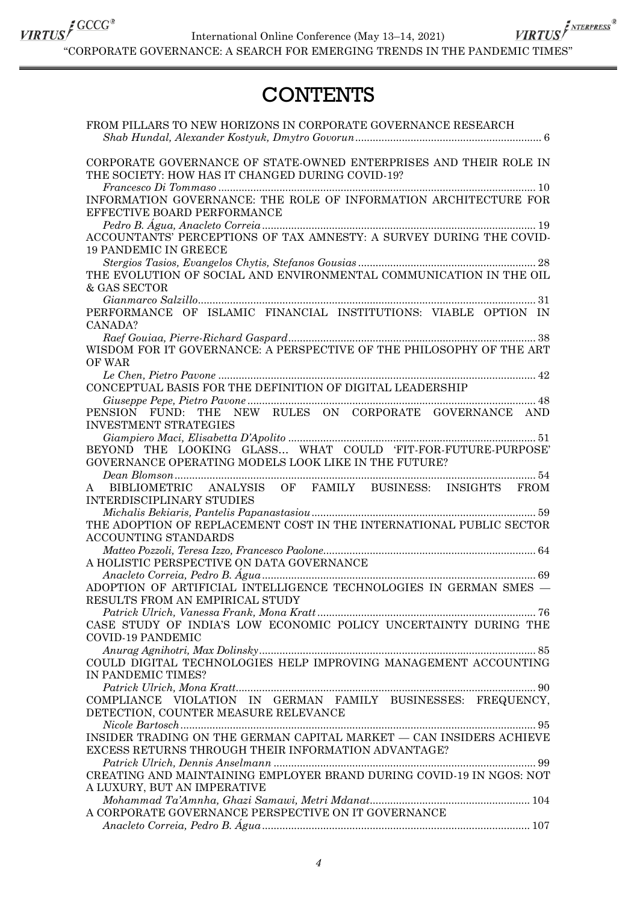# CONTENTS

FROM PILLARS TO NEW HORIZONS IN CORPORATE GOVERNANCE RESEARCH
*Shab Hundal, Alexander Kostyuk, Dmytro Govorun* ... 6

CORPORATE GOVERNANCE OF STATE-OWNED ENTERPRISES AND THEIR ROLE IN THE SOCIETY: HOW HAS IT CHANGED DURING COVID-19?
*Francesco Di Tommaso* ... 10

INFORMATION GOVERNANCE: THE ROLE OF INFORMATION ARCHITECTURE FOR EFFECTIVE BOARD PERFORMANCE
*Pedro B. Água, Anacleto Correia* ... 19

ACCOUNTANTS' PERCEPTIONS OF TAX AMNESTY: A SURVEY DURING THE COVID-19 PANDEMIC IN GREECE
*Stergios Tasios, Evangelos Chytis, Stefanos Gousias* ... 28

THE EVOLUTION OF SOCIAL AND ENVIRONMENTAL COMMUNICATION IN THE OIL & GAS SECTOR
*Gianmarco Salzillo* ... 31

PERFORMANCE OF ISLAMIC FINANCIAL INSTITUTIONS: VIABLE OPTION IN CANADA?
*Raef Gouiaa, Pierre-Richard Gaspard* ... 38

WISDOM FOR IT GOVERNANCE: A PERSPECTIVE OF THE PHILOSOPHY OF THE ART OF WAR
*Le Chen, Pietro Pavone* ... 42

CONCEPTUAL BASIS FOR THE DEFINITION OF DIGITAL LEADERSHIP
*Giuseppe Pepe, Pietro Pavone* ... 48

PENSION FUND: THE NEW RULES ON CORPORATE GOVERNANCE AND INVESTMENT STRATEGIES
*Giampiero Maci, Elisabetta D'Apolito* ... 51

BEYOND THE LOOKING GLASS… WHAT COULD 'FIT-FOR-FUTURE-PURPOSE' GOVERNANCE OPERATING MODELS LOOK LIKE IN THE FUTURE?
*Dean Blomson* ... 54

A BIBLIOMETRIC ANALYSIS OF FAMILY BUSINESS: INSIGHTS FROM INTERDISCIPLINARY STUDIES
*Michalis Bekiaris, Pantelis Papanastasiou* ... 59

THE ADOPTION OF REPLACEMENT COST IN THE INTERNATIONAL PUBLIC SECTOR ACCOUNTING STANDARDS
*Matteo Pozzoli, Teresa Izzo, Francesco Paolone* ... 64

A HOLISTIC PERSPECTIVE ON DATA GOVERNANCE
*Anacleto Correia, Pedro B. Água* ... 69

ADOPTION OF ARTIFICIAL INTELLIGENCE TECHNOLOGIES IN GERMAN SMES — RESULTS FROM AN EMPIRICAL STUDY
*Patrick Ulrich, Vanessa Frank, Mona Kratt* ... 76

CASE STUDY OF INDIA'S LOW ECONOMIC POLICY UNCERTAINTY DURING THE COVID-19 PANDEMIC
*Anurag Agnihotri, Max Dolinsky* ... 85

COULD DIGITAL TECHNOLOGIES HELP IMPROVING MANAGEMENT ACCOUNTING IN PANDEMIC TIMES?
*Patrick Ulrich, Mona Kratt* ... 90

COMPLIANCE VIOLATION IN GERMAN FAMILY BUSINESSES: FREQUENCY, DETECTION, COUNTER MEASURE RELEVANCE
*Nicole Bartosch* ... 95

INSIDER TRADING ON THE GERMAN CAPITAL MARKET — CAN INSIDERS ACHIEVE EXCESS RETURNS THROUGH THEIR INFORMATION ADVANTAGE?
*Patrick Ulrich, Dennis Anselmann* ... 99

CREATING AND MAINTAINING EMPLOYER BRAND DURING COVID-19 IN NGOS: NOT A LUXURY, BUT AN IMPERATIVE
*Mohammad Ta'Amnha, Ghazi Samawi, Metri Mdanat* ... 104

A CORPORATE GOVERNANCE PERSPECTIVE ON IT GOVERNANCE
*Anacleto Correia, Pedro B. Água* ... 107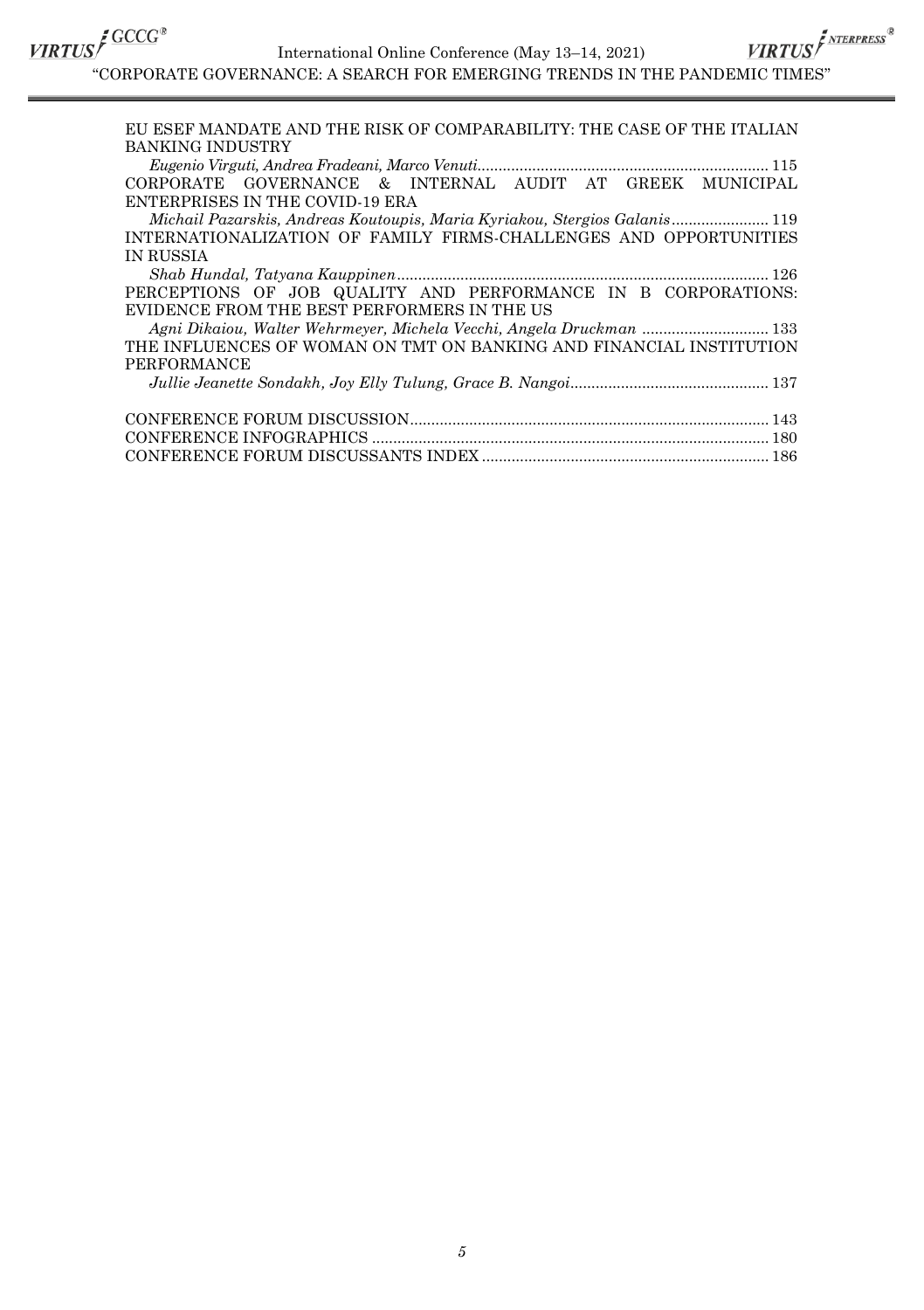EU ESEF MANDATE AND THE RISK OF COMPARABILITY: THE CASE OF THE ITALIAN BANKING INDUSTRY
*Eugenio Virguti, Andrea Fradeani, Marco Venuti*.................................................................... 115

CORPORATE GOVERNANCE & INTERNAL AUDIT AT GREEK MUNICIPAL ENTERPRISES IN THE COVID-19 ERA
*Michail Pazarskis, Andreas Koutoupis, Maria Kyriakou, Stergios Galanis*....................... 119

INTERNATIONALIZATION OF FAMILY FIRMS-CHALLENGES AND OPPORTUNITIES IN RUSSIA
*Shab Hundal, Tatyana Kauppinen*........................................................................................ 126

PERCEPTIONS OF JOB QUALITY AND PERFORMANCE IN B CORPORATIONS: EVIDENCE FROM THE BEST PERFORMERS IN THE US
*Agni Dikaiou, Walter Wehrmeyer, Michela Vecchi, Angela Druckman* .............................. 133

THE INFLUENCES OF WOMAN ON TMT ON BANKING AND FINANCIAL INSTITUTION PERFORMANCE
*Jullie Jeanette Sondakh, Joy Elly Tulung, Grace B. Nangoi*............................................... 137

CONFERENCE FORUM DISCUSSION.................................................................................... 143
CONFERENCE INFOGRAPHICS ............................................................................................ 180
CONFERENCE FORUM DISCUSSANTS INDEX .................................................................... 186